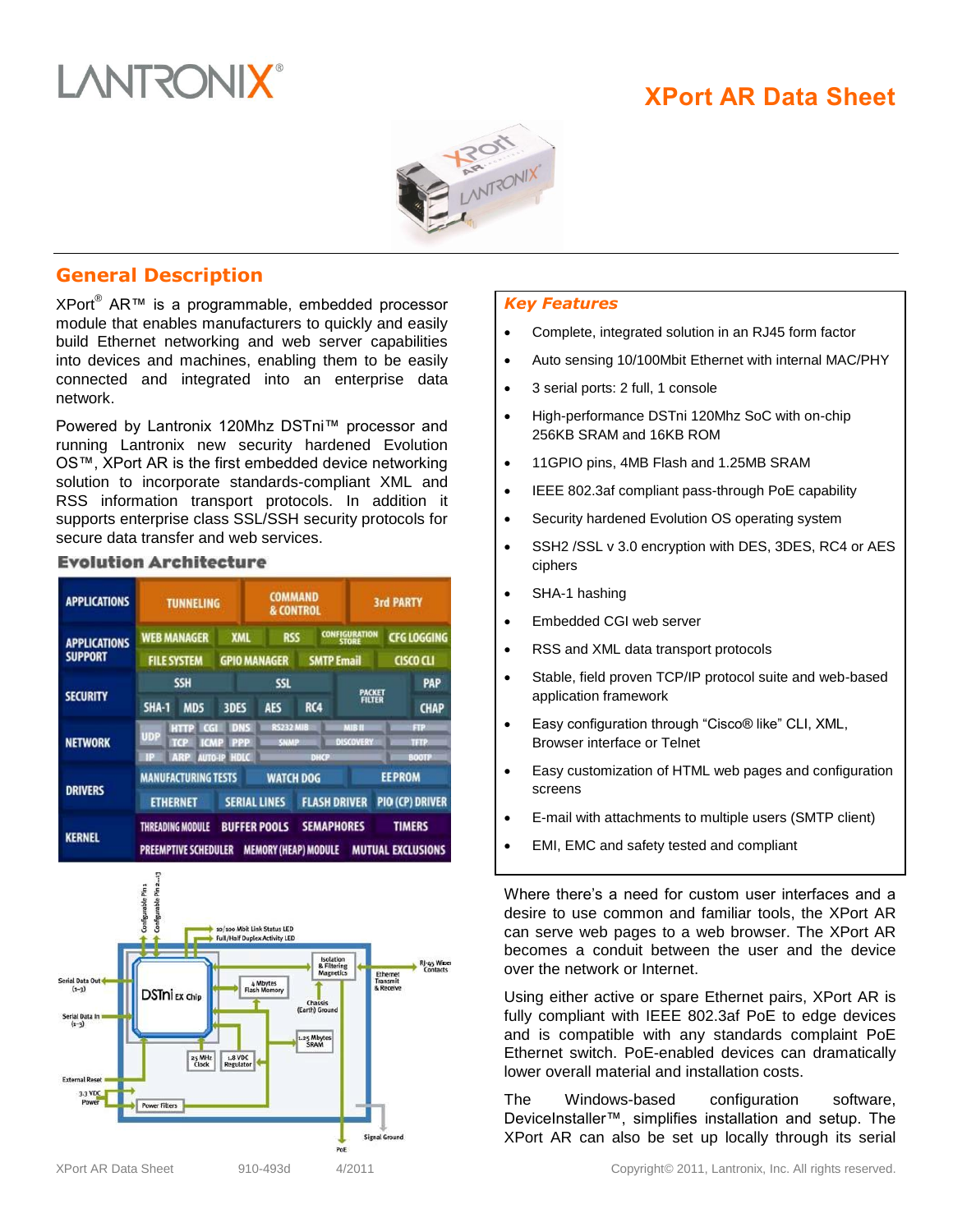# XPort AR Data Sheet

## General Description

XPort® AR™ is a programmable, embedded processor module that enables manufacturers to quickly and easily build Ethernet networking and web server capabilities into devices and machines, enabling them to be easily connected and integrated into an enterprise data network.

Powered by Lantronix 120Mhz DSTni™ processor and running Lantronix new security hardened Evolution OS™, XPort AR is the first embedded device networking solution to incorporate standards-compliant XML and RSS information transport protocols. In addition it supports enterprise class SSL/SSH security protocols for secure data transfer and web services.

### Evolution Architecture

| | | | | |
|---|---|---|---|---|
| APPLICATIONS | TUNNELING | COMMAND & CONTROL | 3rd PARTY | |
| APPLICATIONS SUPPORT | WEB MANAGER, XML, RSS, CONFIGURATION STORE, CFG LOGGING | FILE SYSTEM, GPIO MANAGER, SMTP Email, CISCO CLI | | |
| SECURITY | SSH, SSL, PACKET FILTER, PAP | SHA-1, MD5, 3DES, AES, RC4, CHAP | | |
| NETWORK | UDP, HTTP, CGI, DNS, RS232 MIB, MIB II, FTP | TCP, ICMP, PPP, SNMP, DISCOVERY, TFTP | IP, ARP, AUTO-IP, HDLC, DHCP, BOOTP | |
| DRIVERS | MANUFACTURING TESTS, WATCH DOG, EEPROM | ETHERNET, SERIAL LINES, FLASH DRIVER, PIO (CP) DRIVER | | |
| KERNEL | THREADING MODULE, BUFFER POOLS, SEMAPHORES, TIMERS | PREEMPTIVE SCHEDULER, MEMORY (HEAP) MODULE, MUTUAL EXCLUSIONS | | |

Configurable Pin 1, Configurable Pin 2...3, 10/100 Mbit Link Status LED, Full/Half Duplex Activity LED, Serial Data Out (1-3), Serial Data In (1-3), External Reset, 3.3 VDC Power, DSTni EX Chip, 4 Mbytes Flash Memory, Isolation & Filtering Magnetics, Chassis (Earth) Ground, 1.25 Mbytes SRAM, 25 MHz Clock, 1.8 VDC Regulator, Power Filters, Ethernet Transmit & Receive, RJ-45 Wiper Contacts, Signal Ground, PoE

### Key Features

- Complete, integrated solution in an RJ45 form factor
- Auto sensing 10/100Mbit Ethernet with internal MAC/PHY
- 3 serial ports: 2 full, 1 console
- High-performance DSTni 120Mhz SoC with on-chip 256KB SRAM and 16KB ROM
- 11GPIO pins, 4MB Flash and 1.25MB SRAM
- IEEE 802.3af compliant pass-through PoE capability
- Security hardened Evolution OS operating system
- SSH2 /SSL v 3.0 encryption with DES, 3DES, RC4 or AES ciphers
- SHA-1 hashing
- Embedded CGI web server
- RSS and XML data transport protocols
- Stable, field proven TCP/IP protocol suite and web-based application framework
- Easy configuration through "Cisco® like" CLI, XML, Browser interface or Telnet
- Easy customization of HTML web pages and configuration screens
- E-mail with attachments to multiple users (SMTP client)
- EMI, EMC and safety tested and compliant

Where there's a need for custom user interfaces and a desire to use common and familiar tools, the XPort AR can serve web pages to a web browser. The XPort AR becomes a conduit between the user and the device over the network or Internet.

Using either active or spare Ethernet pairs, XPort AR is fully compliant with IEEE 802.3af PoE to edge devices and is compatible with any standards complaint PoE Ethernet switch. PoE-enabled devices can dramatically lower overall material and installation costs.

The Windows-based configuration software, DeviceInstaller™, simplifies installation and setup. The XPort AR can also be set up locally through its serial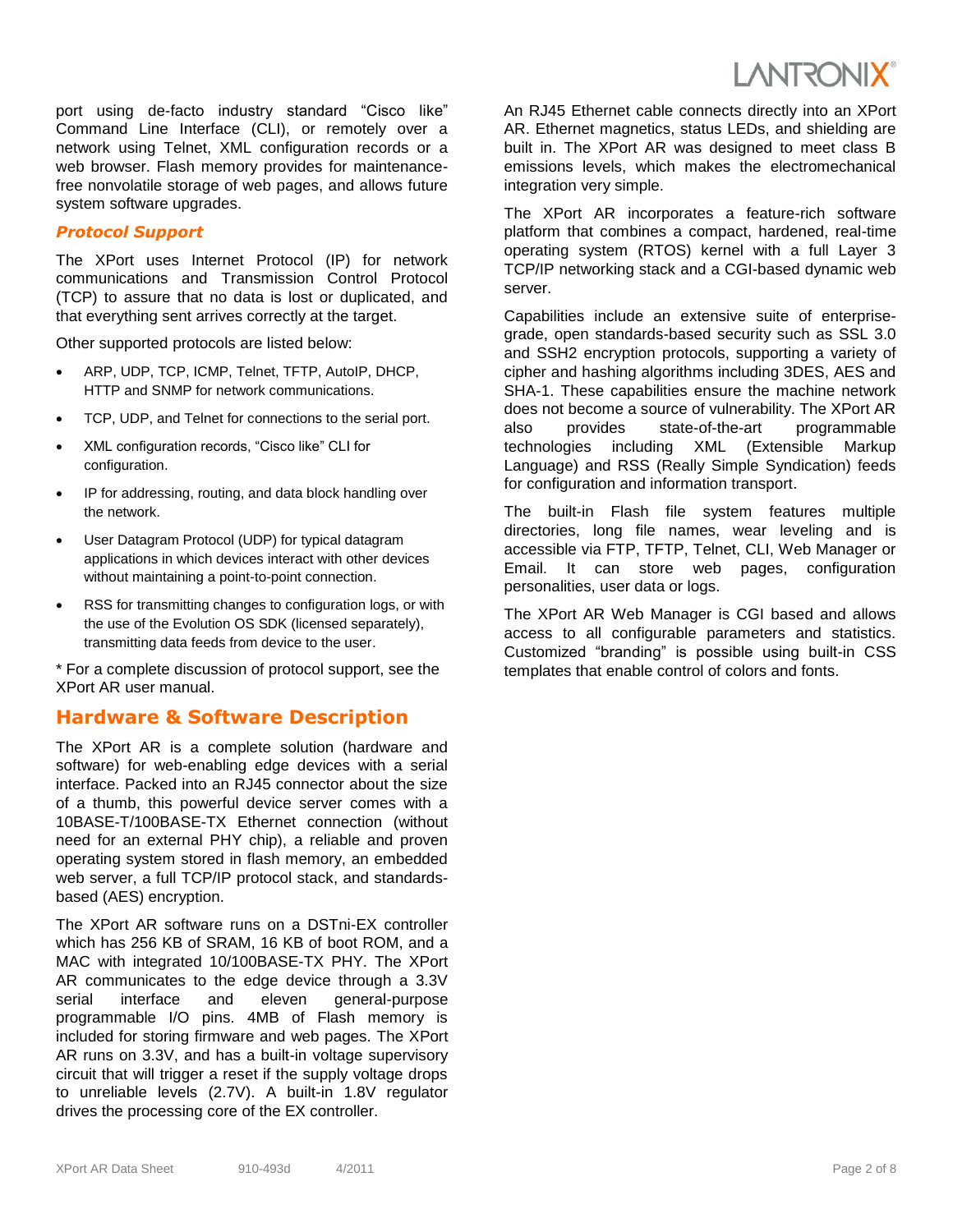port using de-facto industry standard “Cisco like” Command Line Interface (CLI), or remotely over a network using Telnet, XML configuration records or a web browser. Flash memory provides for maintenance-free nonvolatile storage of web pages, and allows future system software upgrades.

### *Protocol Support*

The XPort uses Internet Protocol (IP) for network communications and Transmission Control Protocol (TCP) to assure that no data is lost or duplicated, and that everything sent arrives correctly at the target.

Other supported protocols are listed below:

- ARP, UDP, TCP, ICMP, Telnet, TFTP, AutoIP, DHCP, HTTP and SNMP for network communications.
- TCP, UDP, and Telnet for connections to the serial port.
- XML configuration records, “Cisco like” CLI for configuration.
- IP for addressing, routing, and data block handling over the network.
- User Datagram Protocol (UDP) for typical datagram applications in which devices interact with other devices without maintaining a point-to-point connection.
- RSS for transmitting changes to configuration logs, or with the use of the Evolution OS SDK (licensed separately), transmitting data feeds from device to the user.

* For a complete discussion of protocol support, see the XPort AR user manual.

## Hardware & Software Description

The XPort AR is a complete solution (hardware and software) for web-enabling edge devices with a serial interface. Packed into an RJ45 connector about the size of a thumb, this powerful device server comes with a 10BASE-T/100BASE-TX Ethernet connection (without need for an external PHY chip), a reliable and proven operating system stored in flash memory, an embedded web server, a full TCP/IP protocol stack, and standards-based (AES) encryption.

The XPort AR software runs on a DSTni-EX controller which has 256 KB of SRAM, 16 KB of boot ROM, and a MAC with integrated 10/100BASE-TX PHY. The XPort AR communicates to the edge device through a 3.3V serial interface and eleven general-purpose programmable I/O pins. 4MB of Flash memory is included for storing firmware and web pages. The XPort AR runs on 3.3V, and has a built-in voltage supervisory circuit that will trigger a reset if the supply voltage drops to unreliable levels (2.7V). A built-in 1.8V regulator drives the processing core of the EX controller.

An RJ45 Ethernet cable connects directly into an XPort AR. Ethernet magnetics, status LEDs, and shielding are built in. The XPort AR was designed to meet class B emissions levels, which makes the electromechanical integration very simple.

The XPort AR incorporates a feature-rich software platform that combines a compact, hardened, real-time operating system (RTOS) kernel with a full Layer 3 TCP/IP networking stack and a CGI-based dynamic web server.

Capabilities include an extensive suite of enterprise-grade, open standards-based security such as SSL 3.0 and SSH2 encryption protocols, supporting a variety of cipher and hashing algorithms including 3DES, AES and SHA-1. These capabilities ensure the machine network does not become a source of vulnerability. The XPort AR also provides state-of-the-art programmable technologies including XML (Extensible Markup Language) and RSS (Really Simple Syndication) feeds for configuration and information transport.

The built-in Flash file system features multiple directories, long file names, wear leveling and is accessible via FTP, TFTP, Telnet, CLI, Web Manager or Email. It can store web pages, configuration personalities, user data or logs.

The XPort AR Web Manager is CGI based and allows access to all configurable parameters and statistics. Customized “branding” is possible using built-in CSS templates that enable control of colors and fonts.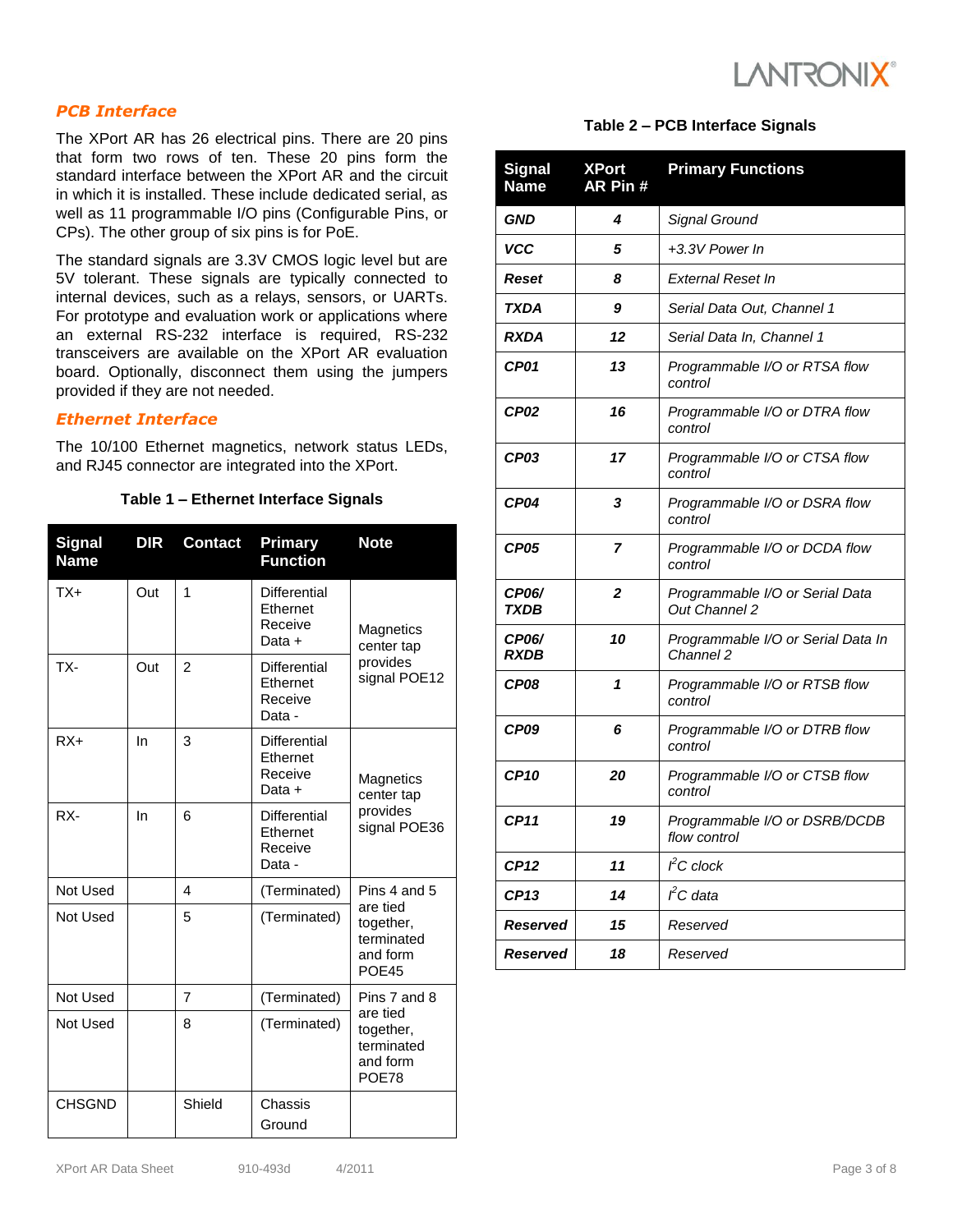## PCB Interface

The XPort AR has 26 electrical pins. There are 20 pins that form two rows of ten. These 20 pins form the standard interface between the XPort AR and the circuit in which it is installed. These include dedicated serial, as well as 11 programmable I/O pins (Configurable Pins, or CPs). The other group of six pins is for PoE.

The standard signals are 3.3V CMOS logic level but are 5V tolerant. These signals are typically connected to internal devices, such as a relays, sensors, or UARTs. For prototype and evaluation work or applications where an external RS-232 interface is required, RS-232 transceivers are available on the XPort AR evaluation board. Optionally, disconnect them using the jumpers provided if they are not needed.

## Ethernet Interface

The 10/100 Ethernet magnetics, network status LEDs, and RJ45 connector are integrated into the XPort.

**Table 1 – Ethernet Interface Signals**

| Signal Name | DIR | Contact | Primary Function | Note |
|---|---|---|---|---|
| TX+ | Out | 1 | Differential Ethernet Receive Data + | Magnetics center tap provides signal POE12 |
| TX- | Out | 2 | Differential Ethernet Receive Data - | |
| RX+ | In | 3 | Differential Ethernet Receive Data + | Magnetics center tap provides signal POE36 |
| RX- | In | 6 | Differential Ethernet Receive Data - | |
| Not Used | | 4 | (Terminated) | Pins 4 and 5 are tied together, terminated and form POE45 |
| Not Used | | 5 | (Terminated) | |
| Not Used | | 7 | (Terminated) | Pins 7 and 8 are tied together, terminated and form POE78 |
| Not Used | | 8 | (Terminated) | |
| CHSGND | | Shield | Chassis Ground | |

**Table 2 – PCB Interface Signals**

| Signal Name | XPort AR Pin # | Primary Functions |
|---|---|---|
| ***GND*** | ***4*** | *Signal Ground* |
| ***VCC*** | ***5*** | *+3.3V Power In* |
| ***Reset*** | ***8*** | *External Reset In* |
| ***TXDA*** | ***9*** | *Serial Data Out, Channel 1* |
| ***RXDA*** | ***12*** | *Serial Data In, Channel 1* |
| ***CP01*** | ***13*** | *Programmable I/O or RTSA flow control* |
| ***CP02*** | ***16*** | *Programmable I/O or DTRA flow control* |
| ***CP03*** | ***17*** | *Programmable I/O or CTSA flow control* |
| ***CP04*** | ***3*** | *Programmable I/O or DSRA flow control* |
| ***CP05*** | ***7*** | *Programmable I/O or DCDA flow control* |
| ***CP06/ TXDB*** | ***2*** | *Programmable I/O or Serial Data Out Channel 2* |
| ***CP06/ RXDB*** | ***10*** | *Programmable I/O or Serial Data In Channel 2* |
| ***CP08*** | ***1*** | *Programmable I/O or RTSB flow control* |
| ***CP09*** | ***6*** | *Programmable I/O or DTRB flow control* |
| ***CP10*** | ***20*** | *Programmable I/O or CTSB flow control* |
| ***CP11*** | ***19*** | *Programmable I/O or DSRB/DCDB flow control* |
| ***CP12*** | ***11*** | *$I^2C$ clock* |
| ***CP13*** | ***14*** | *$I^2C$ data* |
| ***Reserved*** | ***15*** | *Reserved* |
| ***Reserved*** | ***18*** | *Reserved* |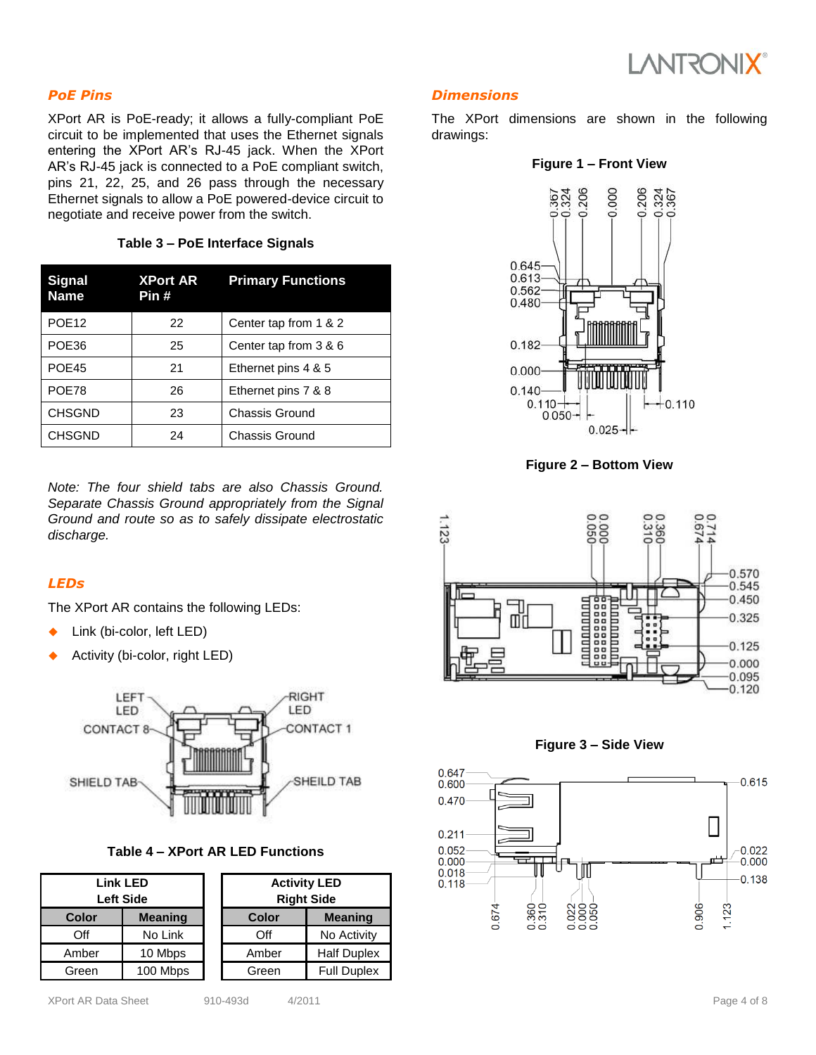## PoE Pins

XPort AR is PoE-ready; it allows a fully-compliant PoE circuit to be implemented that uses the Ethernet signals entering the XPort AR's RJ-45 jack. When the XPort AR's RJ-45 jack is connected to a PoE compliant switch, pins 21, 22, 25, and 26 pass through the necessary Ethernet signals to allow a PoE powered-device circuit to negotiate and receive power from the switch.

**Table 3 – PoE Interface Signals**

| Signal Name | XPort AR Pin # | Primary Functions |
|---|---|---|
| POE12 | 22 | Center tap from 1 & 2 |
| POE36 | 25 | Center tap from 3 & 6 |
| POE45 | 21 | Ethernet pins 4 & 5 |
| POE78 | 26 | Ethernet pins 7 & 8 |
| CHSGND | 23 | Chassis Ground |
| CHSGND | 24 | Chassis Ground |

*Note: The four shield tabs are also Chassis Ground. Separate Chassis Ground appropriately from the Signal Ground and route so as to safely dissipate electrostatic discharge.*

## LEDs

The XPort AR contains the following LEDs:

- Link (bi-color, left LED)
- Activity (bi-color, right LED)

LEFT LED
CONTACT 8
SHIELD TAB
RIGHT LED
CONTACT 1
SHEILD TAB

**Table 4 – XPort AR LED Functions**

| Link LED Left Side | |
|---|---|
| **Color** | **Meaning** |
| Off | No Link |
| Amber | 10 Mbps |
| Green | 100 Mbps |

| Activity LED Right Side | |
|---|---|
| **Color** | **Meaning** |
| Off | No Activity |
| Amber | Half Duplex |
| Green | Full Duplex |

## Dimensions

The XPort dimensions are shown in the following drawings:

**Figure 1 – Front View**

**Figure 2 – Bottom View**

**Figure 3 – Side View**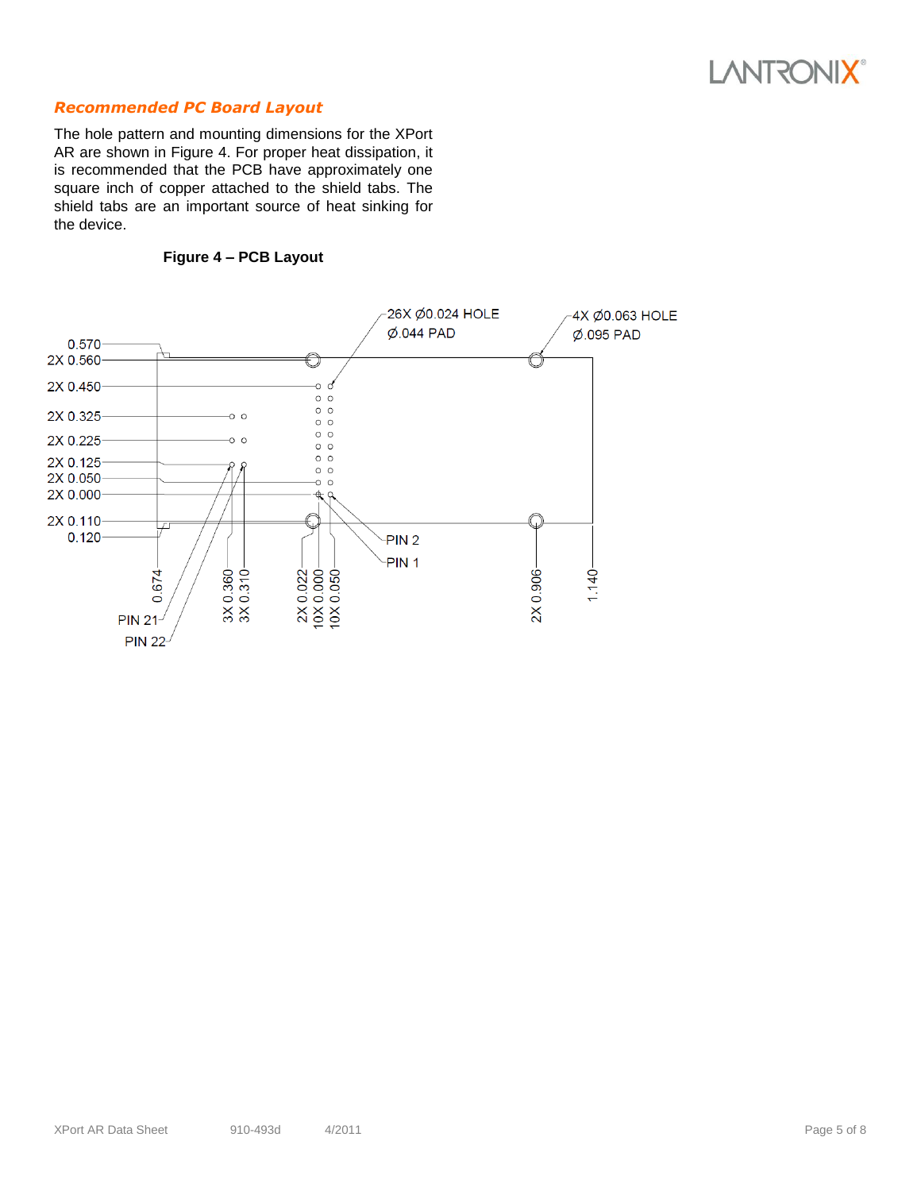## Recommended PC Board Layout

The hole pattern and mounting dimensions for the XPort AR are shown in Figure 4. For proper heat dissipation, it is recommended that the PCB have approximately one square inch of copper attached to the shield tabs. The shield tabs are an important source of heat sinking for the device.

**Figure 4 – PCB Layout**

26X Ø0.024 HOLE
Ø.044 PAD

4X Ø0.063 HOLE
Ø.095 PAD

0.570
2X 0.560
2X 0.450
2X 0.325
2X 0.225
2X 0.125
2X 0.050
2X 0.000
2X 0.110
0.120

PIN 2
PIN 1

0.674
3X 0.360
3X 0.310
2X 0.022
10X 0.000
10X 0.050
2X 0.906
1.140

PIN 21
PIN 22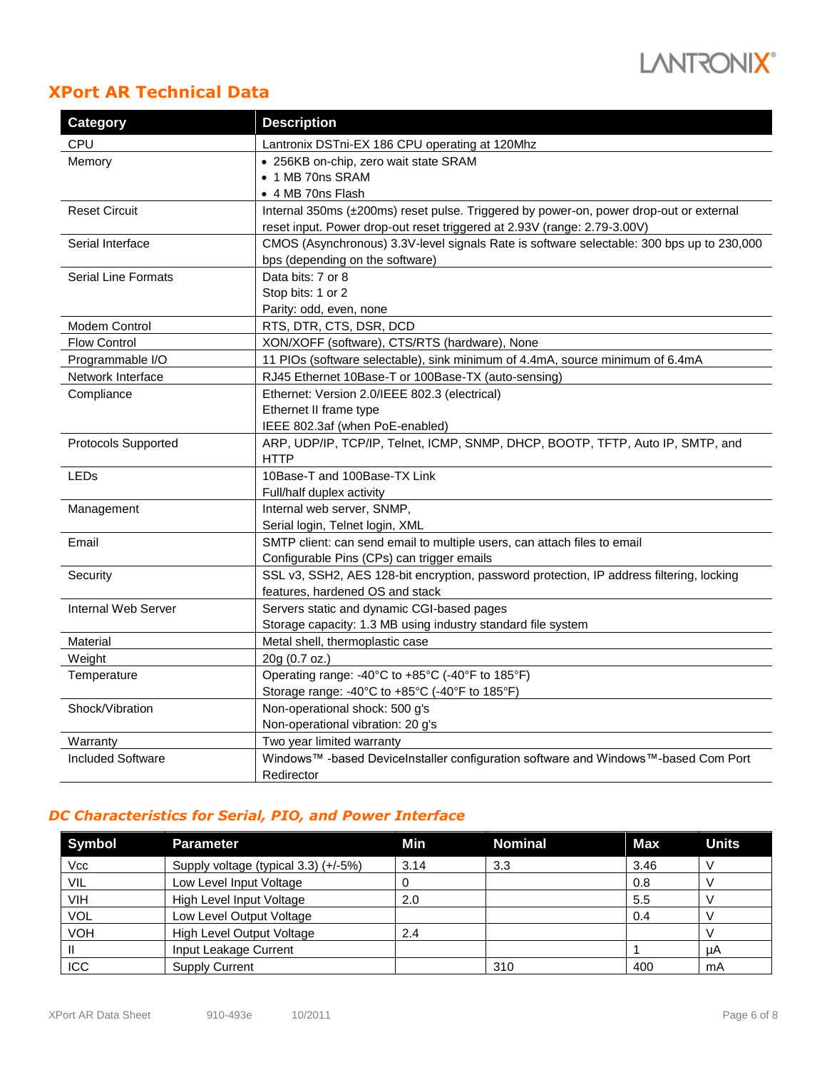## XPort AR Technical Data

| Category | Description |
|---|---|
| CPU | Lantronix DSTni-EX 186 CPU operating at 120Mhz |
| Memory | • 256KB on-chip, zero wait state SRAM<br>• 1 MB 70ns SRAM<br>• 4 MB 70ns Flash |
| Reset Circuit | Internal 350ms (±200ms) reset pulse. Triggered by power-on, power drop-out or external reset input. Power drop-out reset triggered at 2.93V (range: 2.79-3.00V) |
| Serial Interface | CMOS (Asynchronous) 3.3V-level signals Rate is software selectable: 300 bps up to 230,000 bps (depending on the software) |
| Serial Line Formats | Data bits: 7 or 8<br>Stop bits: 1 or 2<br>Parity: odd, even, none |
| Modem Control | RTS, DTR, CTS, DSR, DCD |
| Flow Control | XON/XOFF (software), CTS/RTS (hardware), None |
| Programmable I/O | 11 PIOs (software selectable), sink minimum of 4.4mA, source minimum of 6.4mA |
| Network Interface | RJ45 Ethernet 10Base-T or 100Base-TX (auto-sensing) |
| Compliance | Ethernet: Version 2.0/IEEE 802.3 (electrical)<br>Ethernet II frame type<br>IEEE 802.3af (when PoE-enabled) |
| Protocols Supported | ARP, UDP/IP, TCP/IP, Telnet, ICMP, SNMP, DHCP, BOOTP, TFTP, Auto IP, SMTP, and HTTP |
| LEDs | 10Base-T and 100Base-TX Link<br>Full/half duplex activity |
| Management | Internal web server, SNMP,<br>Serial login, Telnet login, XML |
| Email | SMTP client: can send email to multiple users, can attach files to email<br>Configurable Pins (CPs) can trigger emails |
| Security | SSL v3, SSH2, AES 128-bit encryption, password protection, IP address filtering, locking features, hardened OS and stack |
| Internal Web Server | Servers static and dynamic CGI-based pages<br>Storage capacity: 1.3 MB using industry standard file system |
| Material | Metal shell, thermoplastic case |
| Weight | 20g (0.7 oz.) |
| Temperature | Operating range: -40°C to +85°C (-40°F to 185°F)<br>Storage range: -40°C to +85°C (-40°F to 185°F) |
| Shock/Vibration | Non-operational shock: 500 g's<br>Non-operational vibration: 20 g's |
| Warranty | Two year limited warranty |
| Included Software | Windows™ -based DeviceInstaller configuration software and Windows™-based Com Port Redirector |

### *DC Characteristics for Serial, PIO, and Power Interface*

| Symbol | Parameter | Min | Nominal | Max | Units |
|---|---|---|---|---|---|
| Vcc | Supply voltage (typical 3.3) (+/-5%) | 3.14 | 3.3 | 3.46 | V |
| VIL | Low Level Input Voltage | 0 | | 0.8 | V |
| VIH | High Level Input Voltage | 2.0 | | 5.5 | V |
| VOL | Low Level Output Voltage | | | 0.4 | V |
| VOH | High Level Output Voltage | 2.4 | | | V |
| II | Input Leakage Current | | | 1 | µA |
| ICC | Supply Current | | 310 | 400 | mA |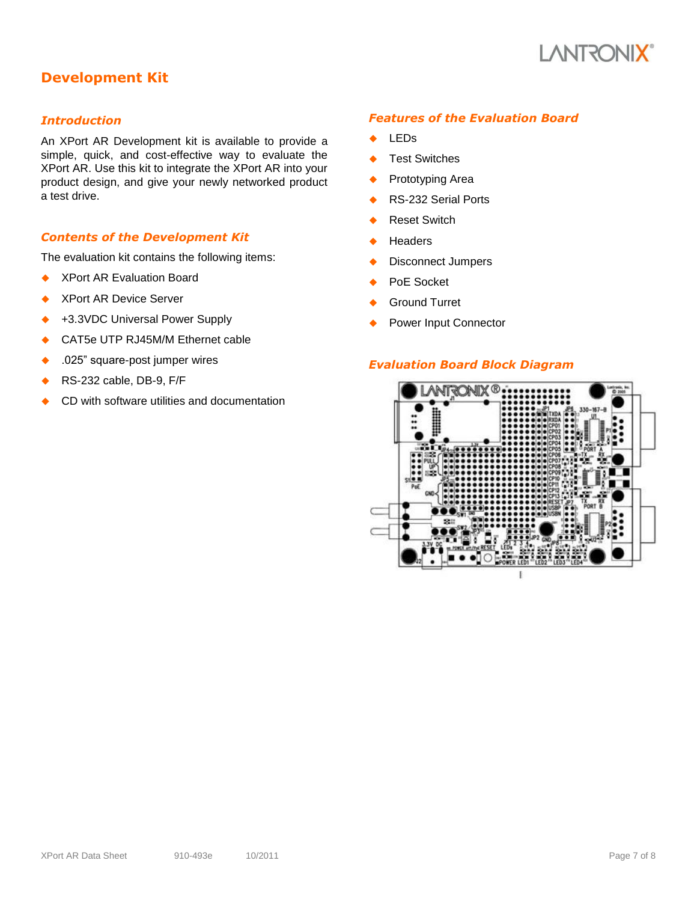# Development Kit

## Introduction

An XPort AR Development kit is available to provide a simple, quick, and cost-effective way to evaluate the XPort AR. Use this kit to integrate the XPort AR into your product design, and give your newly networked product a test drive.

## Contents of the Development Kit

The evaluation kit contains the following items:

- XPort AR Evaluation Board
- XPort AR Device Server
- +3.3VDC Universal Power Supply
- CAT5e UTP RJ45M/M Ethernet cable
- .025" square-post jumper wires
- RS-232 cable, DB-9, F/F
- CD with software utilities and documentation

## Features of the Evaluation Board

- LEDs
- Test Switches
- Prototyping Area
- RS-232 Serial Ports
- Reset Switch
- Headers
- Disconnect Jumpers
- PoE Socket
- Ground Turret
- Power Input Connector

## Evaluation Board Block Diagram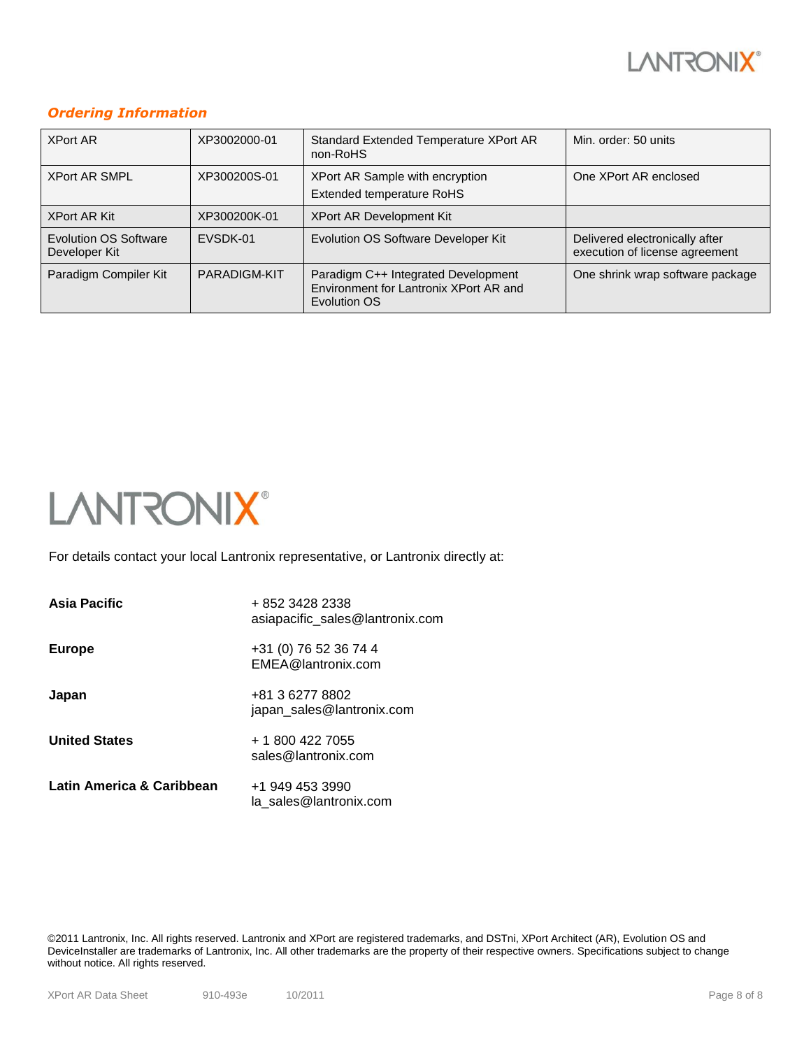### *Ordering Information*

| | | | |
|---|---|---|---|
| XPort AR | XP3002000-01 | Standard Extended Temperature XPort AR non-RoHS | Min. order: 50 units |
| XPort AR SMPL | XP300200S-01 | XPort AR Sample with encryption<br>Extended temperature RoHS | One XPort AR enclosed |
| XPort AR Kit | XP300200K-01 | XPort AR Development Kit | |
| Evolution OS Software Developer Kit | EVSDK-01 | Evolution OS Software Developer Kit | Delivered electronically after execution of license agreement |
| Paradigm Compiler Kit | PARADIGM-KIT | Paradigm C++ Integrated Development Environment for Lantronix XPort AR and Evolution OS | One shrink wrap software package |

LANTRONIX®

For details contact your local Lantronix representative, or Lantronix directly at:

**Asia Pacific** + 852 3428 2338
asiapacific_sales@lantronix.com

**Europe** +31 (0) 76 52 36 74 4
EMEA@lantronix.com

**Japan** +81 3 6277 8802
japan_sales@lantronix.com

**United States** + 1 800 422 7055
sales@lantronix.com

**Latin America & Caribbean** +1 949 453 3990
la_sales@lantronix.com

©2011 Lantronix, Inc. All rights reserved. Lantronix and XPort are registered trademarks, and DSTni, XPort Architect (AR), Evolution OS and DeviceInstaller are trademarks of Lantronix, Inc. All other trademarks are the property of their respective owners. Specifications subject to change without notice. All rights reserved.